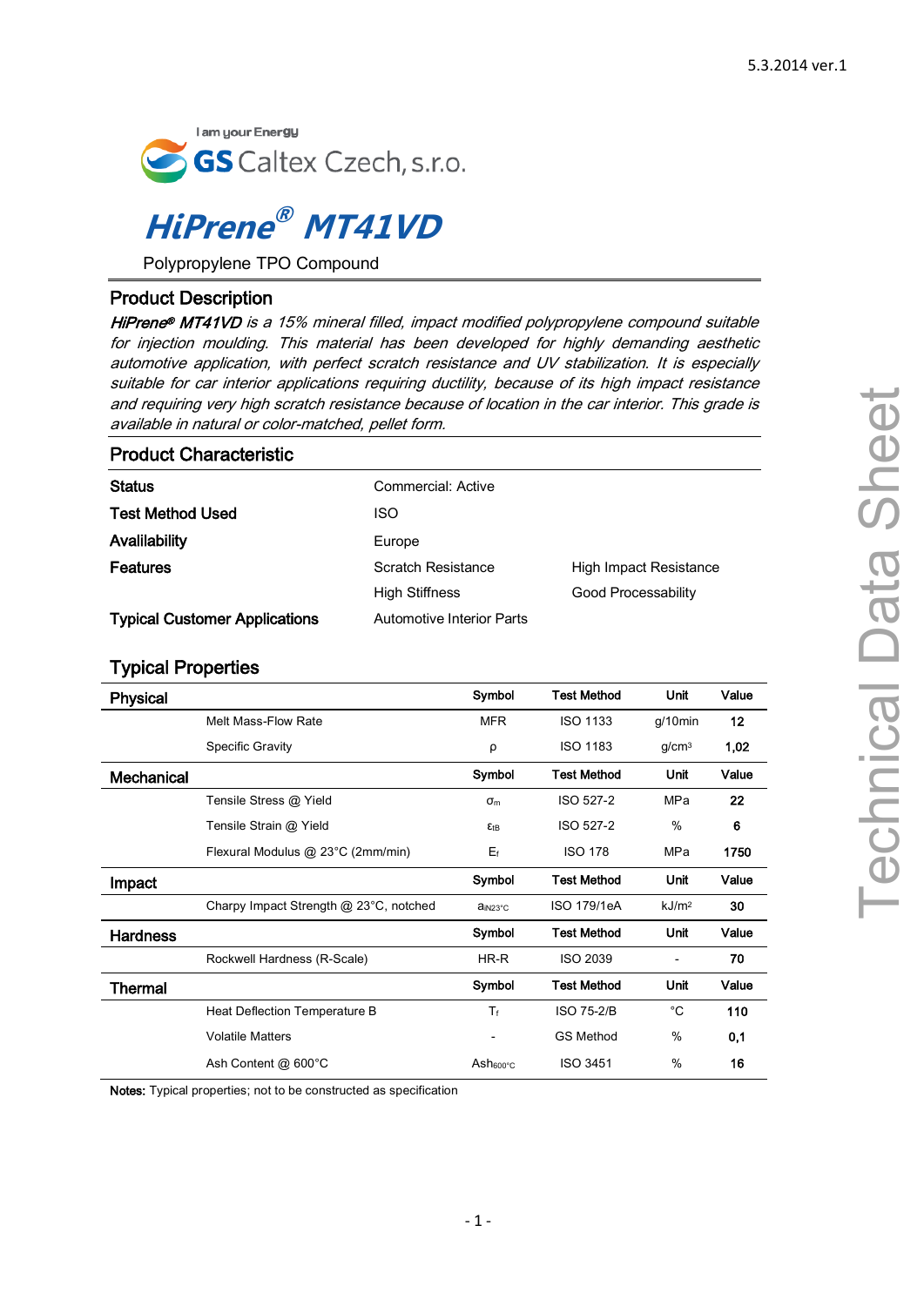5.3.2014 ver.1

I am your Energy

GS Caltex Czech, s.r.o.

# *HiPrene® MT41VD*

Polypropylene TPO Compound

## Product Description

*HiPrene® MT41VD is a 15% mineral filled, impact modified polypropylene compound suitable for injection moulding. This material has been developed for highly demanding aesthetic automotive application, with perfect scratch resistance and UV stabilization. It is especially suitable for car interior applications requiring ductility, because of its high impact resistance and requiring very high scratch resistance because of location in the car interior. This grade is available in natural or color-matched, pellet form.*

## Product Characteristic

| | | |
|---|---|---|
| **Status** | Commercial: Active | |
| **Test Method Used** | ISO | |
| **Availibility** | Europe | |
| **Features** | Scratch Resistance | High Impact Resistance |
| | High Stiffness | Good Processability |
| **Typical Customer Applications** | Automotive Interior Parts | |

## Typical Properties

| **Physical** | | **Symbol** | **Test Method** | **Unit** | **Value** |
|---|---|---|---|---|---|
| | Melt Mass-Flow Rate | MFR | ISO 1133 | g/10min | **12** |
| | Specific Gravity | ρ | ISO 1183 | g/cm³ | **1,02** |
| **Mechanical** | | **Symbol** | **Test Method** | **Unit** | **Value** |
| | Tensile Stress @ Yield | $\sigma_m$ | ISO 527-2 | MPa | **22** |
| | Tensile Strain @ Yield | $\varepsilon_{tB}$ | ISO 527-2 | % | **6** |
| | Flexural Modulus @ 23°C (2mm/min) | $E_f$ | ISO 178 | MPa | **1750** |
| **Impact** | | **Symbol** | **Test Method** | **Unit** | **Value** |
| | Charpy Impact Strength @ 23°C, notched | $a_{iN23°C}$ | ISO 179/1eA | kJ/m² | **30** |
| **Hardness** | | **Symbol** | **Test Method** | **Unit** | **Value** |
| | Rockwell Hardness (R-Scale) | HR-R | ISO 2039 | - | **70** |
| **Thermal** | | **Symbol** | **Test Method** | **Unit** | **Value** |
| | Heat Deflection Temperature B | $T_f$ | ISO 75-2/B | °C | **110** |
| | Volatile Matters | - | GS Method | % | **0,1** |
| | Ash Content @ 600°C | $Ash_{600°C}$ | ISO 3451 | % | **16** |

**Notes:** Typical properties; not to be constructed as specification

Technical Data Sheet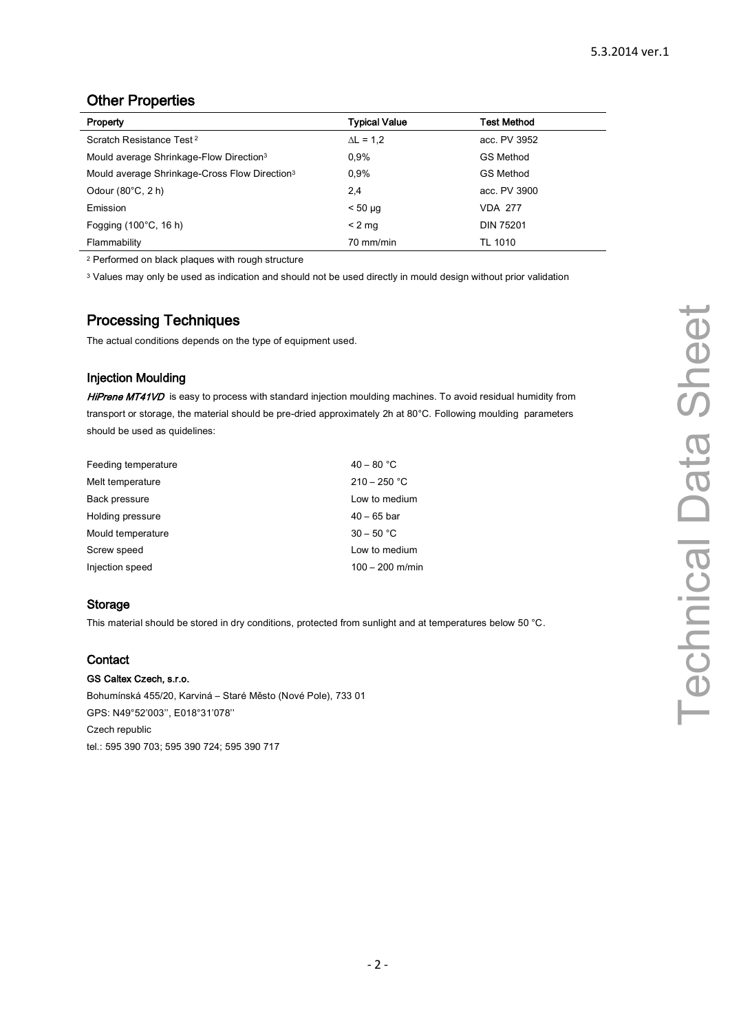## Other Properties

| Property | Typical Value | Test Method |
|---|---|---|
| Scratch Resistance Test [2] | $\Delta L$ = 1,2 | acc. PV 3952 |
| Mould average Shrinkage-Flow Direction[3] | 0,9% | GS Method |
| Mould average Shrinkage-Cross Flow Direction[3] | 0,9% | GS Method |
| Odour (80°C, 2 h) | 2,4 | acc. PV 3900 |
| Emission | < 50 µg | VDA 277 |
| Fogging (100°C, 16 h) | < 2 mg | DIN 75201 |
| Flammability | 70 mm/min | TL 1010 |

[2] Performed on black plaques with rough structure

[3] Values may only be used as indication and should not be used directly in mould design without prior validation

## Processing Techniques

The actual conditions depends on the type of equipment used.

### Injection Moulding

***HiPrene MT41VD*** is easy to process with standard injection moulding machines. To avoid residual humidity from transport or storage, the material should be pre-dried approximately 2h at 80°C. Following moulding parameters should be used as quidelines:

| | |
|---|---|
| Feeding temperature | 40 – 80 °C |
| Melt temperature | 210 – 250 °C |
| Back pressure | Low to medium |
| Holding pressure | 40 – 65 bar |
| Mould temperature | 30 – 50 °C |
| Screw speed | Low to medium |
| Injection speed | 100 – 200 m/min |

### Storage

This material should be stored in dry conditions, protected from sunlight and at temperatures below 50 °C.

### Contact

**GS Caltex Czech, s.r.o.**

Bohumínská 455/20, Karviná – Staré Město (Nové Pole), 733 01

GPS: N49°52'003'', E018°31'078''

Czech republic

tel.: 595 390 703; 595 390 724; 595 390 717